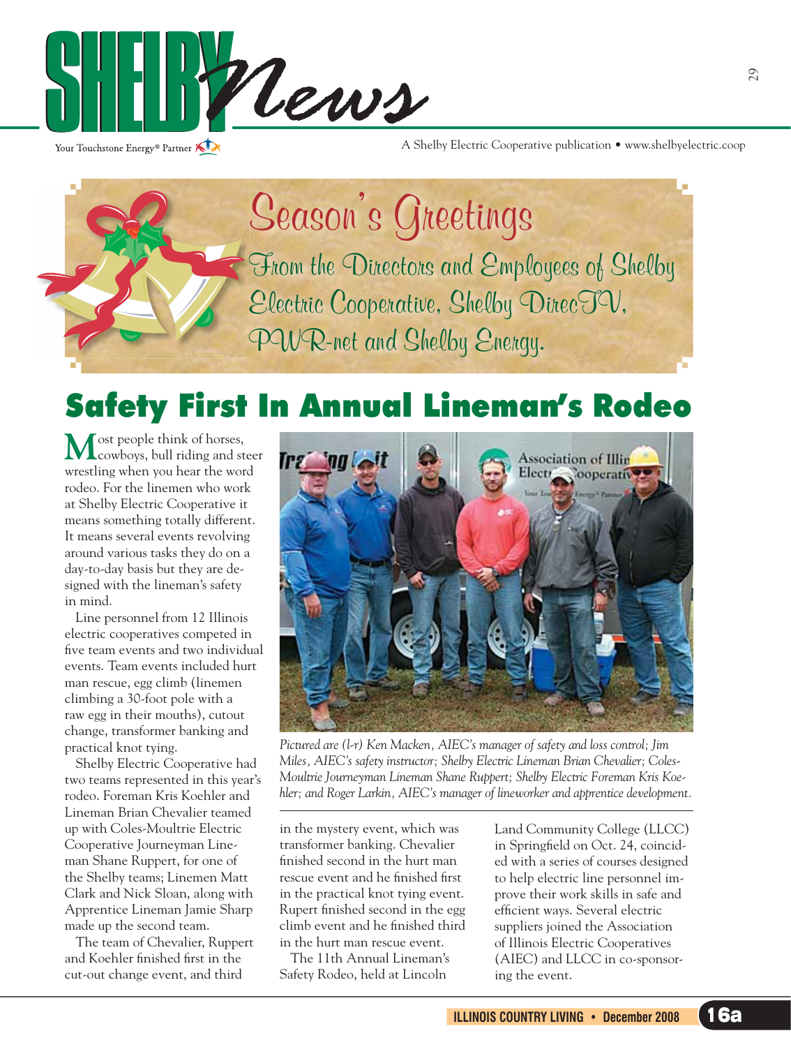# SHELBY News

Your Touchstone Energy® Partner

A Shelby Electric Cooperative publication • www.shelbyelectric.coop

## Season's Greetings

From the Directors and Employees of Shelby Electric Cooperative, Shelby DirecTV, PWR-net and Shelby Energy.

# Safety First In Annual Lineman's Rodeo

Most people think of horses, cowboys, bull riding and steer wrestling when you hear the word rodeo. For the linemen who work at Shelby Electric Cooperative it means something totally different. It means several events revolving around various tasks they do on a day-to-day basis but they are designed with the lineman's safety in mind.

Line personnel from 12 Illinois electric cooperatives competed in five team events and two individual events. Team events included hurt man rescue, egg climb (linemen climbing a 30-foot pole with a raw egg in their mouths), cutout change, transformer banking and practical knot tying.

Shelby Electric Cooperative had two teams represented in this year's rodeo. Foreman Kris Koehler and Lineman Brian Chevalier teamed up with Coles-Moultrie Electric Cooperative Journeyman Lineman Shane Ruppert, for one of the Shelby teams; Linemen Matt Clark and Nick Sloan, along with Apprentice Lineman Jamie Sharp made up the second team.

The team of Chevalier, Ruppert and Koehler finished first in the cut-out change event, and third in the mystery event, which was transformer banking. Chevalier finished second in the hurt man rescue event and he finished first in the practical knot tying event. Rupert finished second in the egg climb event and he finished third in the hurt man rescue event.

The 11th Annual Lineman's Safety Rodeo, held at Lincoln Land Community College (LLCC) in Springfield on Oct. 24, coincided with a series of courses designed to help electric line personnel improve their work skills in safe and efficient ways. Several electric suppliers joined the Association of Illinois Electric Cooperatives (AIEC) and LLCC in co-sponsoring the event.

*Pictured are (l-r) Ken Macken, AIEC's manager of safety and loss control; Jim Miles, AIEC's safety instructor; Shelby Electric Lineman Brian Chevalier; Coles-Moultrie Journeyman Lineman Shane Ruppert; Shelby Electric Foreman Kris Koehler; and Roger Larkin, AIEC's manager of lineworker and apprentice development.*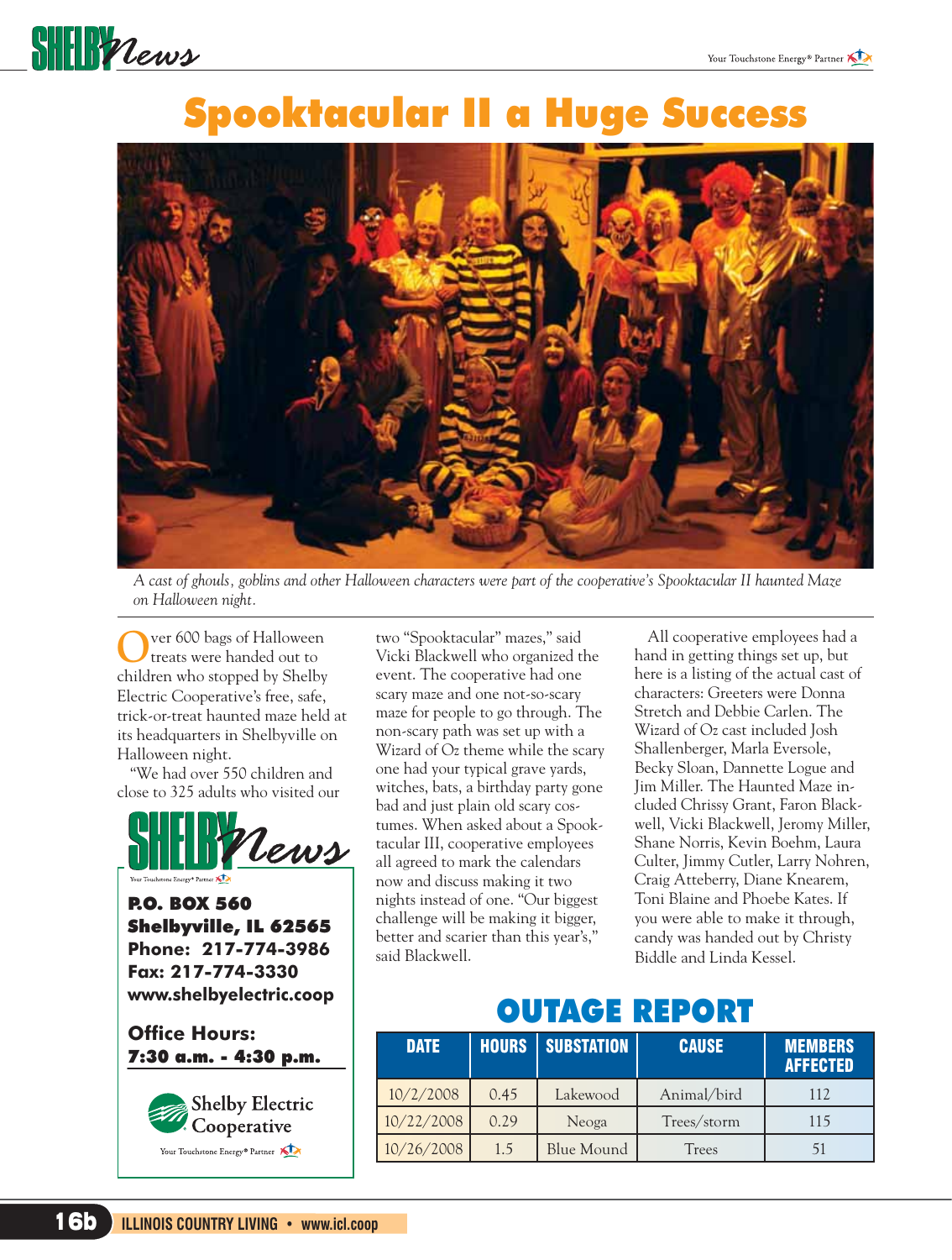# Spooktacular II a Huge Success

*A cast of ghouls, goblins and other Halloween characters were part of the cooperative's Spooktacular II haunted Maze on Halloween night.*

Over 600 bags of Halloween treats were handed out to children who stopped by Shelby Electric Cooperative's free, safe, trick-or-treat haunted maze held at its headquarters in Shelbyville on Halloween night.

"We had over 550 children and close to 325 adults who visited our two "Spooktacular" mazes," said Vicki Blackwell who organized the event. The cooperative had one scary maze and one not-so-scary maze for people to go through. The non-scary path was set up with a Wizard of Oz theme while the scary one had your typical grave yards, witches, bats, a birthday party gone bad and just plain old scary costumes. When asked about a Spooktacular III, cooperative employees all agreed to mark the calendars now and discuss making it two nights instead of one. "Our biggest challenge will be making it bigger, better and scarier than this year's," said Blackwell.

All cooperative employees had a hand in getting things set up, but here is a listing of the actual cast of characters: Greeters were Donna Stretch and Debbie Carlen. The Wizard of Oz cast included Josh Shallenberger, Marla Eversole, Becky Sloan, Dannette Logue and Jim Miller. The Haunted Maze included Chrissy Grant, Faron Blackwell, Vicki Blackwell, Jeromy Miller, Shane Norris, Kevin Boehm, Laura Culter, Jimmy Cutler, Larry Nohren, Craig Atteberry, Diane Knearem, Toni Blaine and Phoebe Kates. If you were able to make it through, candy was handed out by Christy Biddle and Linda Kessel.

**SHELBY News**

**P.O. BOX 560**
**Shelbyville, IL 62565**
**Phone: 217-774-3986**
**Fax: 217-774-3330**
**www.shelbyelectric.coop**

**Office Hours:**
**7:30 a.m. - 4:30 p.m.**

Shelby Electric Cooperative
Your Touchstone Energy® Partner

## OUTAGE REPORT

| DATE | HOURS | SUBSTATION | CAUSE | MEMBERS AFFECTED |
|---|---|---|---|---|
| 10/2/2008 | 0.45 | Lakewood | Animal/bird | 112 |
| 10/22/2008 | 0.29 | Neoga | Trees/storm | 115 |
| 10/26/2008 | 1.5 | Blue Mound | Trees | 51 |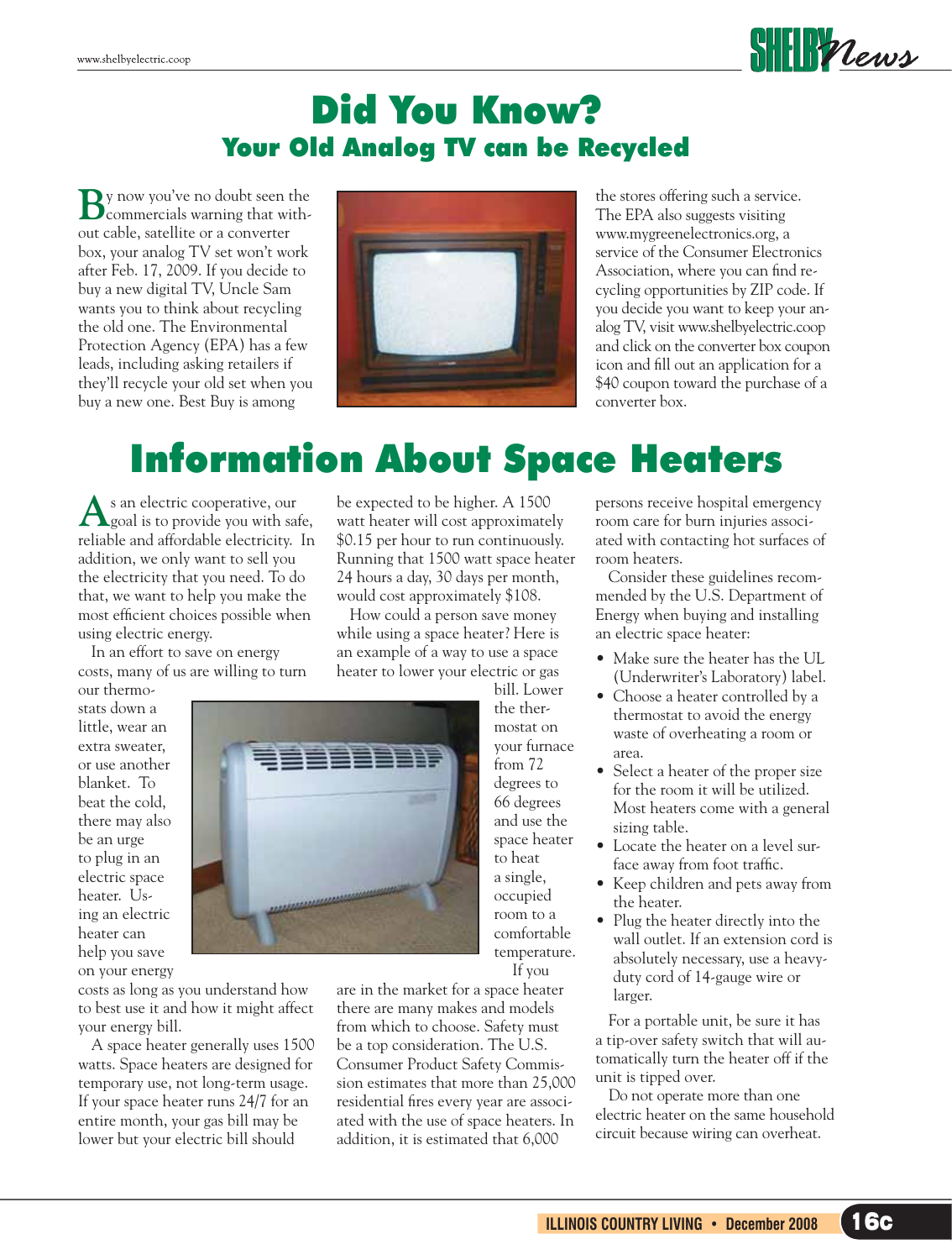# Did You Know?

## Your Old Analog TV can be Recycled

By now you've no doubt seen the commercials warning that without cable, satellite or a converter box, your analog TV set won't work after Feb. 17, 2009. If you decide to buy a new digital TV, Uncle Sam wants you to think about recycling the old one. The Environmental Protection Agency (EPA) has a few leads, including asking retailers if they'll recycle your old set when you buy a new one. Best Buy is among the stores offering such a service. The EPA also suggests visiting www.mygreenelectronics.org, a service of the Consumer Electronics Association, where you can find recycling opportunities by ZIP code. If you decide you want to keep your analog TV, visit www.shelbyelectric.coop and click on the converter box coupon icon and fill out an application for a $40 coupon toward the purchase of a converter box.

# Information About Space Heaters

As an electric cooperative, our goal is to provide you with safe, reliable and affordable electricity. In addition, we only want to sell you the electricity that you need. To do that, we want to help you make the most efficient choices possible when using electric energy.

In an effort to save on energy costs, many of us are willing to turn our thermostats down a little, wear an extra sweater, or use another blanket. To beat the cold, there may also be an urge to plug in an electric space heater. Using an electric heater can help you save on your energy costs as long as you understand how to best use it and how it might affect your energy bill.

A space heater generally uses 1500 watts. Space heaters are designed for temporary use, not long-term usage. If your space heater runs 24/7 for an entire month, your gas bill may be lower but your electric bill should be expected to be higher. A 1500 watt heater will cost approximately $0.15 per hour to run continuously. Running that 1500 watt space heater 24 hours a day, 30 days per month, would cost approximately $108.

How could a person save money while using a space heater? Here is an example of a way to use a space heater to lower your electric or gas bill. Lower the thermostat on your furnace from 72 degrees to 66 degrees and use the space heater to heat a single, occupied room to a comfortable temperature.

If you are in the market for a space heater there are many makes and models from which to choose. Safety must be a top consideration. The U.S. Consumer Product Safety Commission estimates that more than 25,000 residential fires every year are associated with the use of space heaters. In addition, it is estimated that 6,000 persons receive hospital emergency room care for burn injuries associated with contacting hot surfaces of room heaters.

Consider these guidelines recommended by the U.S. Department of Energy when buying and installing an electric space heater:

- Make sure the heater has the UL (Underwriter's Laboratory) label.
- Choose a heater controlled by a thermostat to avoid the energy waste of overheating a room or area.
- Select a heater of the proper size for the room it will be utilized. Most heaters come with a general sizing table.
- Locate the heater on a level surface away from foot traffic.
- Keep children and pets away from the heater.
- Plug the heater directly into the wall outlet. If an extension cord is absolutely necessary, use a heavy-duty cord of 14-gauge wire or larger.

For a portable unit, be sure it has a tip-over safety switch that will automatically turn the heater off if the unit is tipped over.

Do not operate more than one electric heater on the same household circuit because wiring can overheat.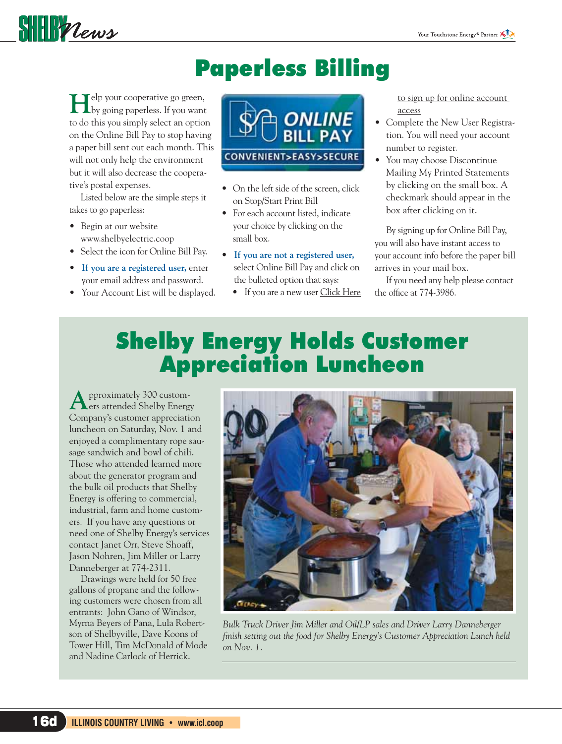# Paperless Billing

Help your cooperative go green, by going paperless. If you want to do this you simply select an option on the Online Bill Pay to stop having a paper bill sent out each month. This will not only help the environment but it will also decrease the cooperative's postal expenses.

Listed below are the simple steps it takes to go paperless:

- Begin at our website www.shelbyelectric.coop
- Select the icon for Online Bill Pay.
- **If you are a registered user,** enter your email address and password.
- Your Account List will be displayed.
- On the left side of the screen, click on Stop/Start Print Bill
- For each account listed, indicate your choice by clicking on the small box.
- **If you are not a registered user,** select Online Bill Pay and click on the bulleted option that says:
  - If you are a new user Click Here to sign up for online account access
- Complete the New User Registration. You will need your account number to register.
- You may choose Discontinue Mailing My Printed Statements by clicking on the small box. A checkmark should appear in the box after clicking on it.

By signing up for Online Bill Pay, you will also have instant access to your account info before the paper bill arrives in your mail box.

If you need any help please contact the office at 774-3986.

## Shelby Energy Holds Customer Appreciation Luncheon

Approximately 300 customers attended Shelby Energy Company's customer appreciation luncheon on Saturday, Nov. 1 and enjoyed a complimentary rope sausage sandwich and bowl of chili. Those who attended learned more about the generator program and the bulk oil products that Shelby Energy is offering to commercial, industrial, farm and home customers. If you have any questions or need one of Shelby Energy's services contact Janet Orr, Steve Shoaff, Jason Nohren, Jim Miller or Larry Danneberger at 774-2311.

Drawings were held for 50 free gallons of propane and the following customers were chosen from all entrants: John Gano of Windsor, Myrna Beyers of Pana, Lula Robertson of Shelbyville, Dave Koons of Tower Hill, Tim McDonald of Mode and Nadine Carlock of Herrick.

*Bulk Truck Driver Jim Miller and Oil/LP sales and Driver Larry Danneberger finish setting out the food for Shelby Energy's Customer Appreciation Lunch held on Nov. 1.*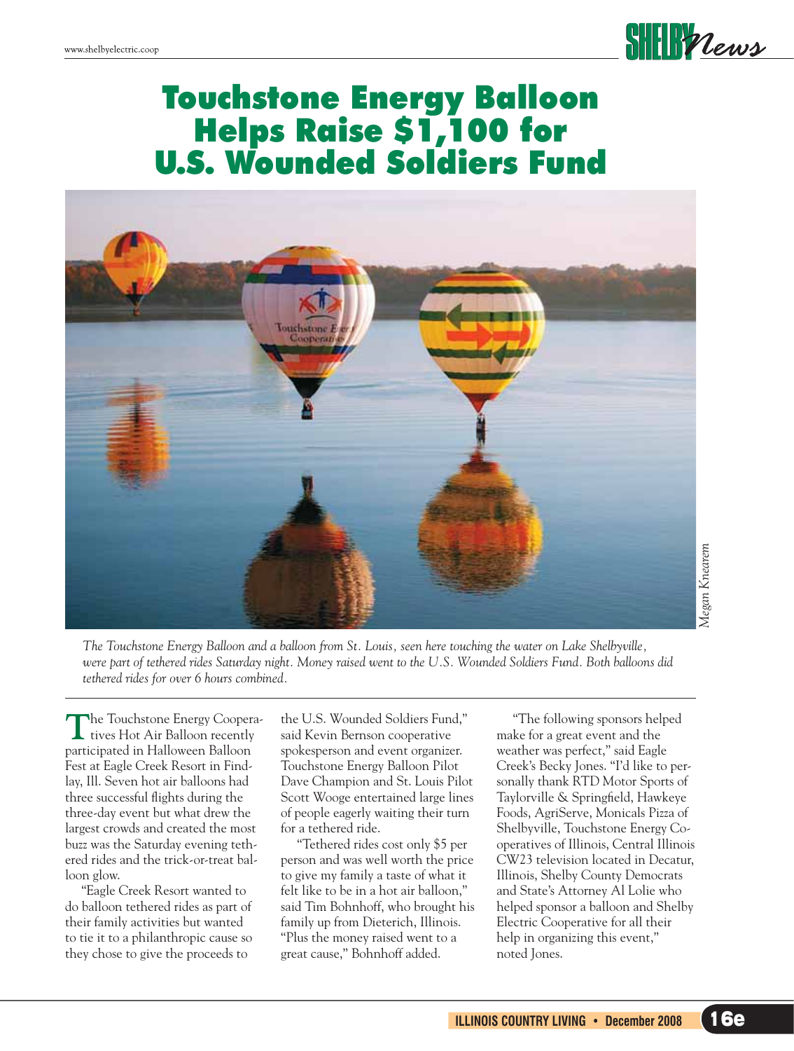# Touchstone Energy Balloon Helps Raise $1,100 for U.S. Wounded Soldiers Fund

Megan Knearem

*The Touchstone Energy Balloon and a balloon from St. Louis, seen here touching the water on Lake Shelbyville, were part of tethered rides Saturday night. Money raised went to the U.S. Wounded Soldiers Fund. Both balloons did tethered rides for over 6 hours combined.*

The Touchstone Energy Cooperatives Hot Air Balloon recently participated in Halloween Balloon Fest at Eagle Creek Resort in Findlay, Ill. Seven hot air balloons had three successful flights during the three-day event but what drew the largest crowds and created the most buzz was the Saturday evening tethered rides and the trick-or-treat balloon glow.

"Eagle Creek Resort wanted to do balloon tethered rides as part of their family activities but wanted to tie it to a philanthropic cause so they chose to give the proceeds to the U.S. Wounded Soldiers Fund," said Kevin Bernson cooperative spokesperson and event organizer. Touchstone Energy Balloon Pilot Dave Champion and St. Louis Pilot Scott Wooge entertained large lines of people eagerly waiting their turn for a tethered ride.

"Tethered rides cost only $5 per person and was well worth the price to give my family a taste of what it felt like to be in a hot air balloon," said Tim Bohnhoff, who brought his family up from Dieterich, Illinois. "Plus the money raised went to a great cause," Bohnhoff added.

"The following sponsors helped make for a great event and the weather was perfect," said Eagle Creek's Becky Jones. "I'd like to personally thank RTD Motor Sports of Taylorville & Springfield, Hawkeye Foods, AgriServe, Monicals Pizza of Shelbyville, Touchstone Energy Cooperatives of Illinois, Central Illinois CW23 television located in Decatur, Illinois, Shelby County Democrats and State's Attorney Al Lolie who helped sponsor a balloon and Shelby Electric Cooperative for all their help in organizing this event," noted Jones.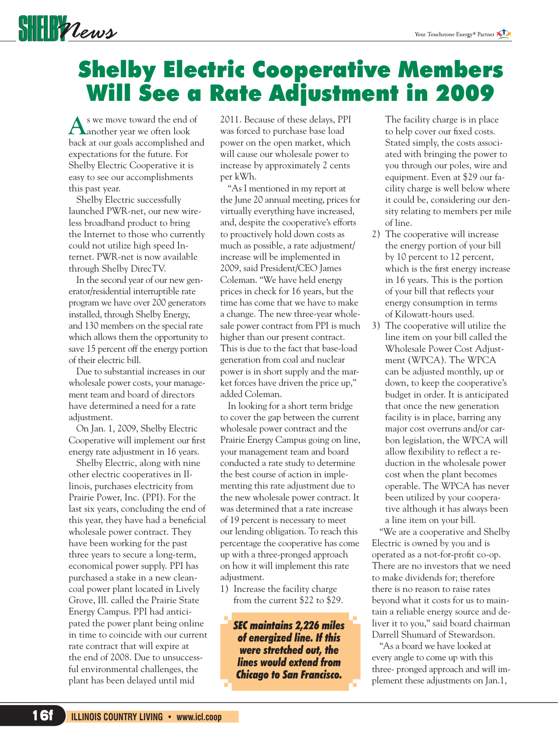# Shelby Electric Cooperative Members Will See a Rate Adjustment in 2009

As we move toward the end of another year we often look back at our goals accomplished and expectations for the future. For Shelby Electric Cooperative it is easy to see our accomplishments this past year.

Shelby Electric successfully launched PWR-net, our new wireless broadband product to bring the Internet to those who currently could not utilize high speed Internet. PWR-net is now available through Shelby DirecTV.

In the second year of our new generator/residential interruptible rate program we have over 200 generators installed, through Shelby Energy, and 130 members on the special rate which allows them the opportunity to save 15 percent off the energy portion of their electric bill.

Due to substantial increases in our wholesale power costs, your management team and board of directors have determined a need for a rate adjustment.

On Jan. 1, 2009, Shelby Electric Cooperative will implement our first energy rate adjustment in 16 years.

Shelby Electric, along with nine other electric cooperatives in Illinois, purchases electricity from Prairie Power, Inc. (PPI). For the last six years, concluding the end of this year, they have had a beneficial wholesale power contract. They have been working for the past three years to secure a long-term, economical power supply. PPI has purchased a stake in a new clean-coal power plant located in Lively Grove, Ill. called the Prairie State Energy Campus. PPI had anticipated the power plant being online in time to coincide with our current rate contract that will expire at the end of 2008. Due to unsuccessful environmental challenges, the plant has been delayed until mid 2011. Because of these delays, PPI was forced to purchase base load power on the open market, which will cause our wholesale power to increase by approximately 2 cents per kWh.

"As I mentioned in my report at the June 20 annual meeting, prices for virtually everything have increased, and, despite the cooperative's efforts to proactively hold down costs as much as possible, a rate adjustment/increase will be implemented in 2009, said President/CEO James Coleman. "We have held energy prices in check for 16 years, but the time has come that we have to make a change. The new three-year wholesale power contract from PPI is much higher than our present contract. This is due to the fact that base-load generation from coal and nuclear power is in short supply and the market forces have driven the price up," added Coleman.

In looking for a short term bridge to cover the gap between the current wholesale power contract and the Prairie Energy Campus going on line, your management team and board conducted a rate study to determine the best course of action in implementing this rate adjustment due to the new wholesale power contract. It was determined that a rate increase of 19 percent is necessary to meet our lending obligation. To reach this percentage the cooperative has come up with a three-pronged approach on how it will implement this rate adjustment.

1) Increase the facility charge from the current $22 to $29.

   The facility charge is in place to help cover our fixed costs. Stated simply, the costs associated with bringing the power to you through our poles, wire and equipment. Even at $29 our facility charge is well below where it could be, considering our density relating to members per mile of line.
2) The cooperative will increase the energy portion of your bill by 10 percent to 12 percent, which is the first energy increase in 16 years. This is the portion of your bill that reflects your energy consumption in terms of Kilowatt-hours used.
3) The cooperative will utilize the line item on your bill called the Wholesale Power Cost Adjustment (WPCA). The WPCA can be adjusted monthly, up or down, to keep the cooperative's budget in order. It is anticipated that once the new generation facility is in place, barring any major cost overruns and/or carbon legislation, the WPCA will allow flexibility to reflect a reduction in the wholesale power cost when the plant becomes operable. The WPCA has never been utilized by our cooperative although it has always been a line item on your bill.

**_SEC maintains 2,226 miles of energized line. If this were stretched out, the lines would extend from Chicago to San Francisco._**

"We are a cooperative and Shelby Electric is owned by you and is operated as a not-for-profit co-op. There are no investors that we need to make dividends for; therefore there is no reason to raise rates beyond what it costs for us to maintain a reliable energy source and deliver it to you," said board chairman Darrell Shumard of Stewardson.

"As a board we have looked at every angle to come up with this three- pronged approach and will implement these adjustments on Jan.1,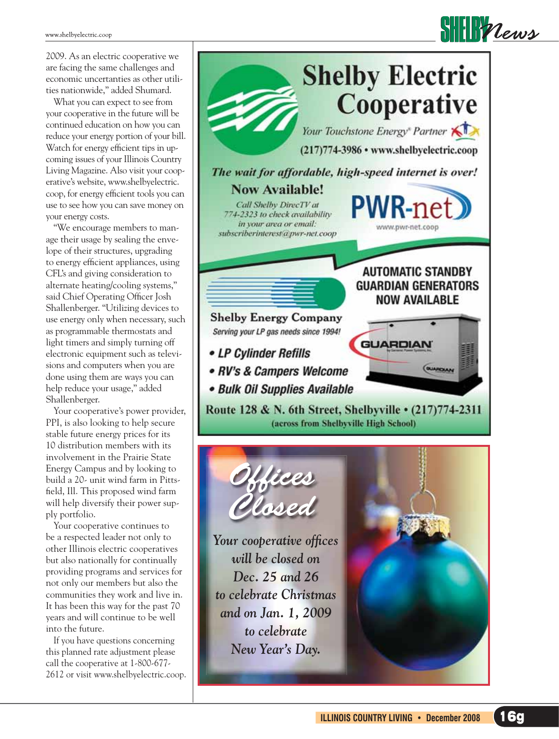2009. As an electric cooperative we are facing the same challenges and economic uncertanties as other utilities nationwide," added Shumard.

What you can expect to see from your cooperative in the future will be continued education on how you can reduce your energy portion of your bill. Watch for energy efficient tips in upcoming issues of your Illinois Country Living Magazine. Also visit your cooperative's website, www.shelbyelectric.coop, for energy efficient tools you can use to see how you can save money on your energy costs.

"We encourage members to manage their usage by sealing the envelope of their structures, upgrading to energy efficient appliances, using CFL's and giving consideration to alternate heating/cooling systems," said Chief Operating Officer Josh Shallenberger. "Utilizing devices to use energy only when necessary, such as programmable thermostats and light timers and simply turning off electronic equipment such as televisions and computers when you are done using them are ways you can help reduce your usage," added Shallenberger.

Your cooperative's power provider, PPI, is also looking to help secure stable future energy prices for its 10 distribution members with its involvement in the Prairie State Energy Campus and by looking to build a 20- unit wind farm in Pittsfield, Ill. This proposed wind farm will help diversify their power supply portfolio.

Your cooperative continues to be a respected leader not only to other Illinois electric cooperatives but also nationally for continually providing programs and services for not only our members but also the communities they work and live in. It has been this way for the past 70 years and will continue to be well into the future.

If you have questions concerning this planned rate adjustment please call the cooperative at 1-800-677-2612 or visit www.shelbyelectric.coop.

# Shelby Electric Cooperative

*Your Touchstone Energy® Partner*

(217)774-3986 • www.shelbyelectric.coop

***The wait for affordable, high-speed internet is over!***

**Now Available!**

*Call Shelby DirecTV at 774-2323 to check availability in your area or email: subscriberinterest@pwr-net.coop*

**PWR-net**

www.pwr-net.coop

**AUTOMATIC STANDBY GUARDIAN GENERATORS NOW AVAILABLE**

**Shelby Energy Company**

*Serving your LP gas needs since 1994!*

- ***LP Cylinder Refills***
- ***RV's & Campers Welcome***
- ***Bulk Oil Supplies Available***

**Route 128 & N. 6th Street, Shelbyville • (217)774-2311**

**(across from Shelbyville High School)**

## *Offices Closed*

*Your cooperative offices will be closed on Dec. 25 and 26 to celebrate Christmas and on Jan. 1, 2009 to celebrate New Year's Day.*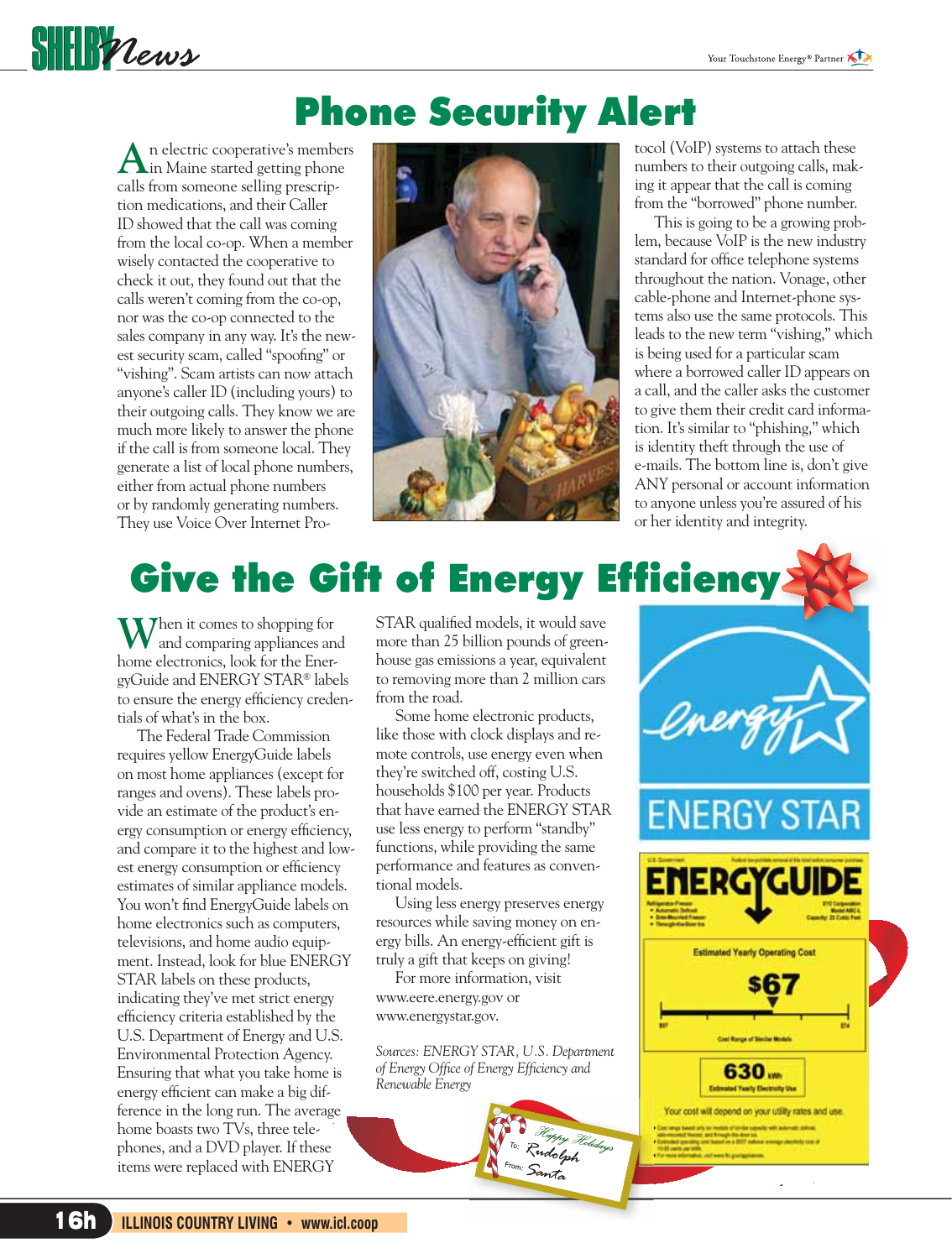# Phone Security Alert

An electric cooperative's members in Maine started getting phone calls from someone selling prescription medications, and their Caller ID showed that the call was coming from the local co-op. When a member wisely contacted the cooperative to check it out, they found out that the calls weren't coming from the co-op, nor was the co-op connected to the sales company in any way. It's the newest security scam, called "spoofing" or "vishing". Scam artists can now attach anyone's caller ID (including yours) to their outgoing calls. They know we are much more likely to answer the phone if the call is from someone local. They generate a list of local phone numbers, either from actual phone numbers or by randomly generating numbers. They use Voice Over Internet Protocol (VoIP) systems to attach these numbers to their outgoing calls, making it appear that the call is coming from the "borrowed" phone number.

This is going to be a growing problem, because VoIP is the new industry standard for office telephone systems throughout the nation. Vonage, other cable-phone and Internet-phone systems also use the same protocols. This leads to the new term "vishing," which is being used for a particular scam where a borrowed caller ID appears on a call, and the caller asks the customer to give them their credit card information. It's similar to "phishing," which is identity theft through the use of e-mails. The bottom line is, don't give ANY personal or account information to anyone unless you're assured of his or her identity and integrity.

# Give the Gift of Energy Efficiency

When it comes to shopping for and comparing appliances and home electronics, look for the EnergyGuide and ENERGY STAR® labels to ensure the energy efficiency credentials of what's in the box.

The Federal Trade Commission requires yellow EnergyGuide labels on most home appliances (except for ranges and ovens). These labels provide an estimate of the product's energy consumption or energy efficiency, and compare it to the highest and lowest energy consumption or efficiency estimates of similar appliance models. You won't find EnergyGuide labels on home electronics such as computers, televisions, and home audio equipment. Instead, look for blue ENERGY STAR labels on these products, indicating they've met strict energy efficiency criteria established by the U.S. Department of Energy and U.S. Environmental Protection Agency. Ensuring that what you take home is energy efficient can make a big difference in the long run. The average home boasts two TVs, three telephones, and a DVD player. If these items were replaced with ENERGY STAR qualified models, it would save more than 25 billion pounds of greenhouse gas emissions a year, equivalent to removing more than 2 million cars from the road.

Some home electronic products, like those with clock displays and remote controls, use energy even when they're switched off, costing U.S. households $100 per year. Products that have earned the ENERGY STAR use less energy to perform "standby" functions, while providing the same performance and features as conventional models.

Using less energy preserves energy resources while saving money on energy bills. An energy-efficient gift is truly a gift that keeps on giving!

For more information, visit www.eere.energy.gov or www.energystar.gov.

*Sources: ENERGY STAR, U.S. Department of Energy Office of Energy Efficiency and Renewable Energy*